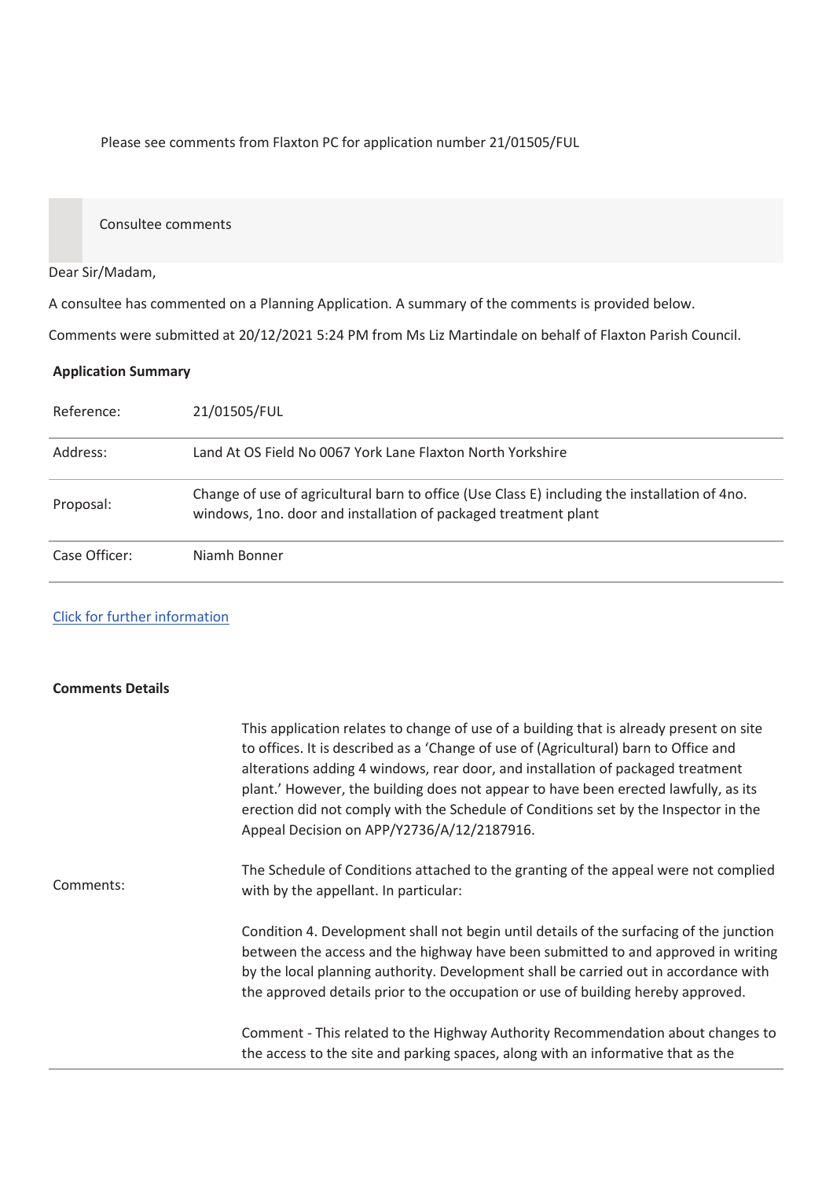Please see comments from Flaxton PC for application number 21/01505/FUL

Consultee comments

Dear Sir/Madam,

A consultee has commented on a Planning Application. A summary of the comments is provided below.

Comments were submitted at 20/12/2021 5:24 PM from Ms Liz Martindale on behalf of Flaxton Parish Council.

**Application Summary**

| | |
|---|---|
| Reference: | 21/01505/FUL |
| Address: | Land At OS Field No 0067 York Lane Flaxton North Yorkshire |
| Proposal: | Change of use of agricultural barn to office (Use Class E) including the installation of 4no. windows, 1no. door and installation of packaged treatment plant |
| Case Officer: | Niamh Bonner |

[Click for further information]

**Comments Details**

Comments:

This application relates to change of use of a building that is already present on site to offices. It is described as a 'Change of use of (Agricultural) barn to Office and alterations adding 4 windows, rear door, and installation of packaged treatment plant.' However, the building does not appear to have been erected lawfully, as its erection did not comply with the Schedule of Conditions set by the Inspector in the Appeal Decision on APP/Y2736/A/12/2187916.

The Schedule of Conditions attached to the granting of the appeal were not complied with by the appellant. In particular:

Condition 4. Development shall not begin until details of the surfacing of the junction between the access and the highway have been submitted to and approved in writing by the local planning authority. Development shall be carried out in accordance with the approved details prior to the occupation or use of building hereby approved.

Comment - This related to the Highway Authority Recommendation about changes to the access to the site and parking spaces, along with an informative that as the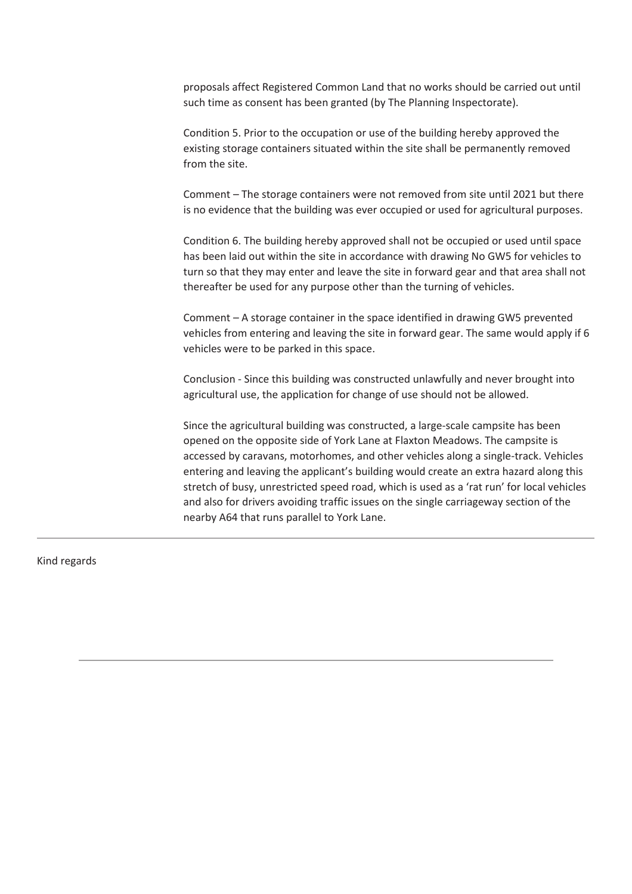proposals affect Registered Common Land that no works should be carried out until such time as consent has been granted (by The Planning Inspectorate).

Condition 5. Prior to the occupation or use of the building hereby approved the existing storage containers situated within the site shall be permanently removed from the site.

Comment – The storage containers were not removed from site until 2021 but there is no evidence that the building was ever occupied or used for agricultural purposes.

Condition 6. The building hereby approved shall not be occupied or used until space has been laid out within the site in accordance with drawing No GW5 for vehicles to turn so that they may enter and leave the site in forward gear and that area shall not thereafter be used for any purpose other than the turning of vehicles.

Comment – A storage container in the space identified in drawing GW5 prevented vehicles from entering and leaving the site in forward gear. The same would apply if 6 vehicles were to be parked in this space.

Conclusion - Since this building was constructed unlawfully and never brought into agricultural use, the application for change of use should not be allowed.

Since the agricultural building was constructed, a large-scale campsite has been opened on the opposite side of York Lane at Flaxton Meadows. The campsite is accessed by caravans, motorhomes, and other vehicles along a single-track. Vehicles entering and leaving the applicant's building would create an extra hazard along this stretch of busy, unrestricted speed road, which is used as a 'rat run' for local vehicles and also for drivers avoiding traffic issues on the single carriageway section of the nearby A64 that runs parallel to York Lane.

---

Kind regards

---